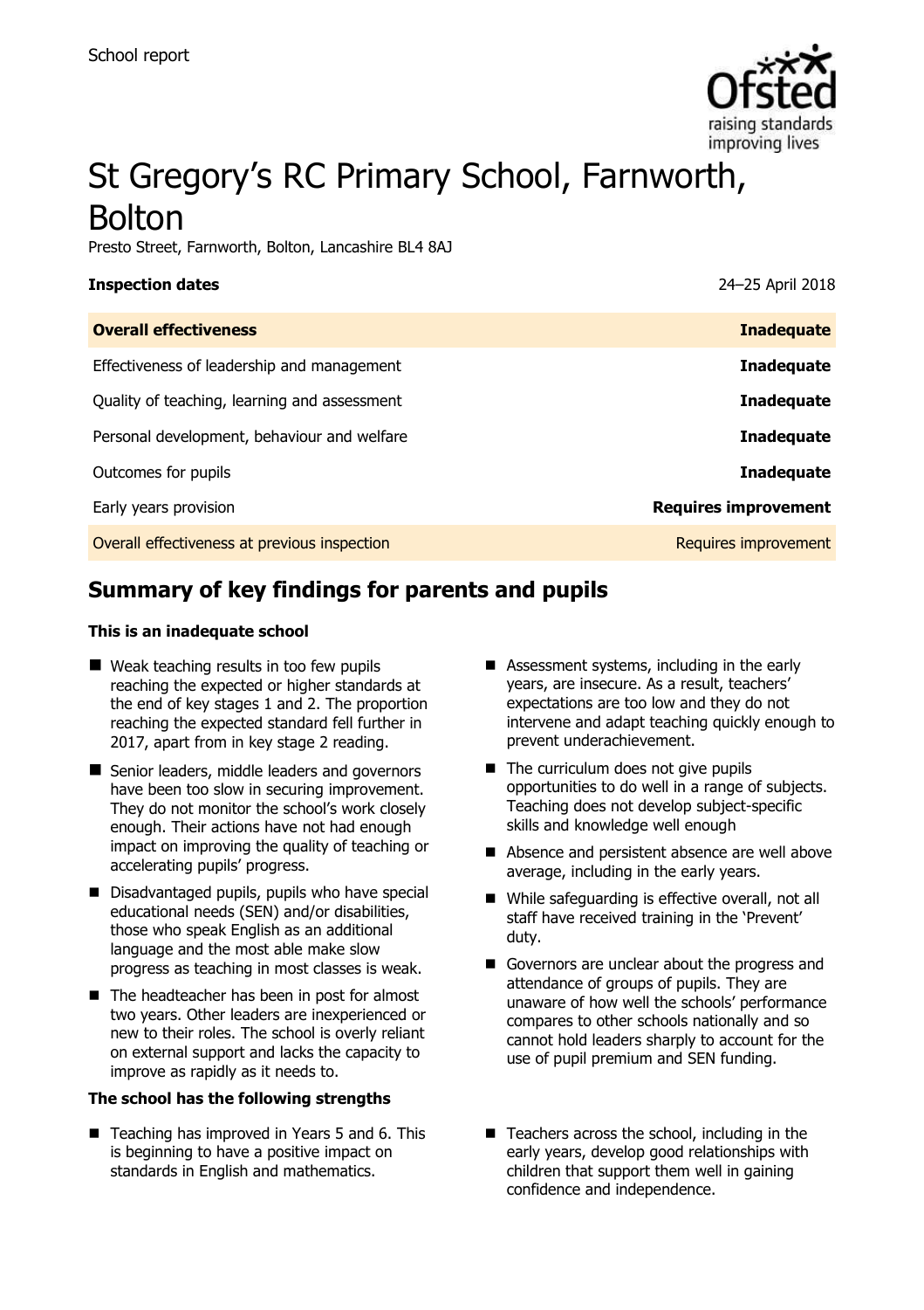School report

# St Gregory's RC Primary School, Farnworth, Bolton

Presto Street, Farnworth, Bolton, Lancashire BL4 8AJ

| **Inspection dates** | 24–25 April 2018 |
| --- | --- |
| **Overall effectiveness** | **Inadequate** |
| Effectiveness of leadership and management | **Inadequate** |
| Quality of teaching, learning and assessment | **Inadequate** |
| Personal development, behaviour and welfare | **Inadequate** |
| Outcomes for pupils | **Inadequate** |
| Early years provision | **Requires improvement** |
| Overall effectiveness at previous inspection | Requires improvement |

## Summary of key findings for parents and pupils

**This is an inadequate school**

- Weak teaching results in too few pupils reaching the expected or higher standards at the end of key stages 1 and 2. The proportion reaching the expected standard fell further in 2017, apart from in key stage 2 reading.
- Senior leaders, middle leaders and governors have been too slow in securing improvement. They do not monitor the school's work closely enough. Their actions have not had enough impact on improving the quality of teaching or accelerating pupils' progress.
- Disadvantaged pupils, pupils who have special educational needs (SEN) and/or disabilities, those who speak English as an additional language and the most able make slow progress as teaching in most classes is weak.
- The headteacher has been in post for almost two years. Other leaders are inexperienced or new to their roles. The school is overly reliant on external support and lacks the capacity to improve as rapidly as it needs to.
- Assessment systems, including in the early years, are insecure. As a result, teachers' expectations are too low and they do not intervene and adapt teaching quickly enough to prevent underachievement.
- The curriculum does not give pupils opportunities to do well in a range of subjects. Teaching does not develop subject-specific skills and knowledge well enough
- Absence and persistent absence are well above average, including in the early years.
- While safeguarding is effective overall, not all staff have received training in the 'Prevent' duty.
- Governors are unclear about the progress and attendance of groups of pupils. They are unaware of how well the schools' performance compares to other schools nationally and so cannot hold leaders sharply to account for the use of pupil premium and SEN funding.

**The school has the following strengths**

- Teaching has improved in Years 5 and 6. This is beginning to have a positive impact on standards in English and mathematics.
- Teachers across the school, including in the early years, develop good relationships with children that support them well in gaining confidence and independence.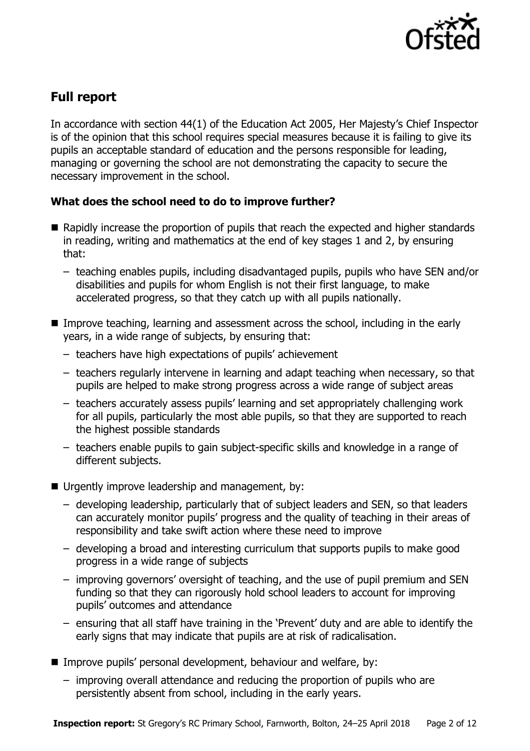## Full report

In accordance with section 44(1) of the Education Act 2005, Her Majesty's Chief Inspector is of the opinion that this school requires special measures because it is failing to give its pupils an acceptable standard of education and the persons responsible for leading, managing or governing the school are not demonstrating the capacity to secure the necessary improvement in the school.

### What does the school need to do to improve further?

- Rapidly increase the proportion of pupils that reach the expected and higher standards in reading, writing and mathematics at the end of key stages 1 and 2, by ensuring that:
  - teaching enables pupils, including disadvantaged pupils, pupils who have SEN and/or disabilities and pupils for whom English is not their first language, to make accelerated progress, so that they catch up with all pupils nationally.
- Improve teaching, learning and assessment across the school, including in the early years, in a wide range of subjects, by ensuring that:
  - teachers have high expectations of pupils' achievement
  - teachers regularly intervene in learning and adapt teaching when necessary, so that pupils are helped to make strong progress across a wide range of subject areas
  - teachers accurately assess pupils' learning and set appropriately challenging work for all pupils, particularly the most able pupils, so that they are supported to reach the highest possible standards
  - teachers enable pupils to gain subject-specific skills and knowledge in a range of different subjects.
- Urgently improve leadership and management, by:
  - developing leadership, particularly that of subject leaders and SEN, so that leaders can accurately monitor pupils' progress and the quality of teaching in their areas of responsibility and take swift action where these need to improve
  - developing a broad and interesting curriculum that supports pupils to make good progress in a wide range of subjects
  - improving governors' oversight of teaching, and the use of pupil premium and SEN funding so that they can rigorously hold school leaders to account for improving pupils' outcomes and attendance
  - ensuring that all staff have training in the 'Prevent' duty and are able to identify the early signs that may indicate that pupils are at risk of radicalisation.
- Improve pupils' personal development, behaviour and welfare, by:
  - improving overall attendance and reducing the proportion of pupils who are persistently absent from school, including in the early years.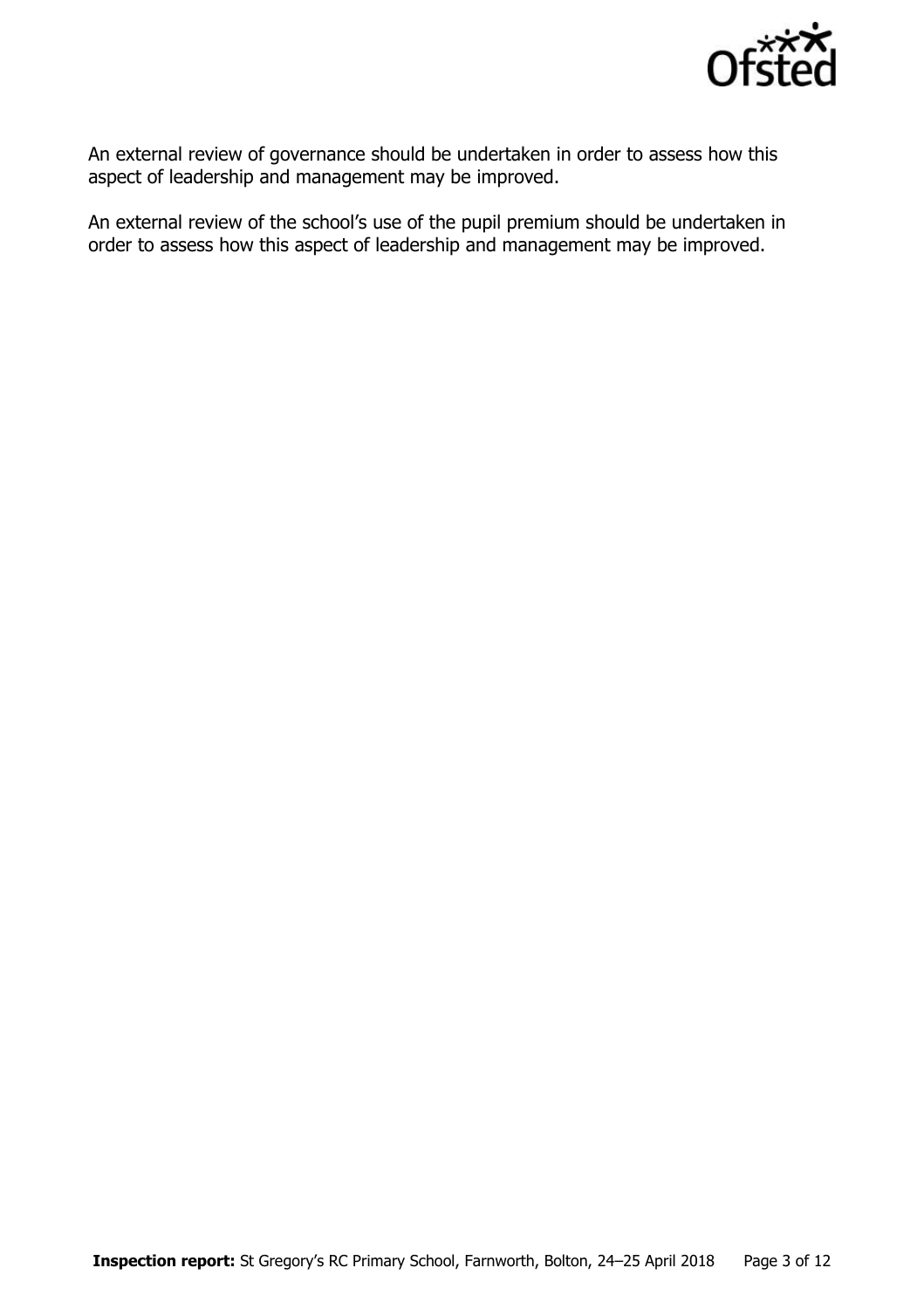An external review of governance should be undertaken in order to assess how this aspect of leadership and management may be improved.

An external review of the school's use of the pupil premium should be undertaken in order to assess how this aspect of leadership and management may be improved.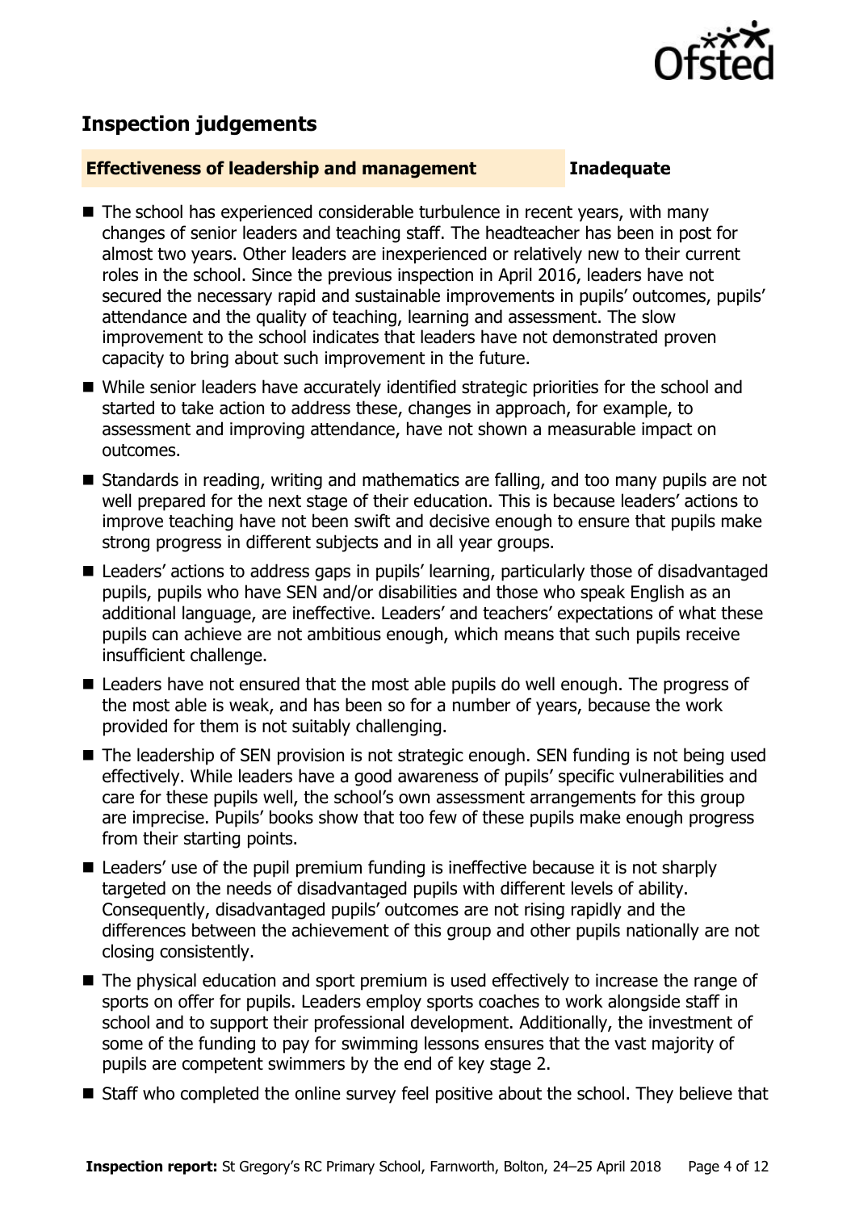## Inspection judgements

| **Effectiveness of leadership and management** | **Inadequate** |
| --- | --- |

- The school has experienced considerable turbulence in recent years, with many changes of senior leaders and teaching staff. The headteacher has been in post for almost two years. Other leaders are inexperienced or relatively new to their current roles in the school. Since the previous inspection in April 2016, leaders have not secured the necessary rapid and sustainable improvements in pupils' outcomes, pupils' attendance and the quality of teaching, learning and assessment. The slow improvement to the school indicates that leaders have not demonstrated proven capacity to bring about such improvement in the future.
- While senior leaders have accurately identified strategic priorities for the school and started to take action to address these, changes in approach, for example, to assessment and improving attendance, have not shown a measurable impact on outcomes.
- Standards in reading, writing and mathematics are falling, and too many pupils are not well prepared for the next stage of their education. This is because leaders' actions to improve teaching have not been swift and decisive enough to ensure that pupils make strong progress in different subjects and in all year groups.
- Leaders' actions to address gaps in pupils' learning, particularly those of disadvantaged pupils, pupils who have SEN and/or disabilities and those who speak English as an additional language, are ineffective. Leaders' and teachers' expectations of what these pupils can achieve are not ambitious enough, which means that such pupils receive insufficient challenge.
- Leaders have not ensured that the most able pupils do well enough. The progress of the most able is weak, and has been so for a number of years, because the work provided for them is not suitably challenging.
- The leadership of SEN provision is not strategic enough. SEN funding is not being used effectively. While leaders have a good awareness of pupils' specific vulnerabilities and care for these pupils well, the school's own assessment arrangements for this group are imprecise. Pupils' books show that too few of these pupils make enough progress from their starting points.
- Leaders' use of the pupil premium funding is ineffective because it is not sharply targeted on the needs of disadvantaged pupils with different levels of ability. Consequently, disadvantaged pupils' outcomes are not rising rapidly and the differences between the achievement of this group and other pupils nationally are not closing consistently.
- The physical education and sport premium is used effectively to increase the range of sports on offer for pupils. Leaders employ sports coaches to work alongside staff in school and to support their professional development. Additionally, the investment of some of the funding to pay for swimming lessons ensures that the vast majority of pupils are competent swimmers by the end of key stage 2.
- Staff who completed the online survey feel positive about the school. They believe that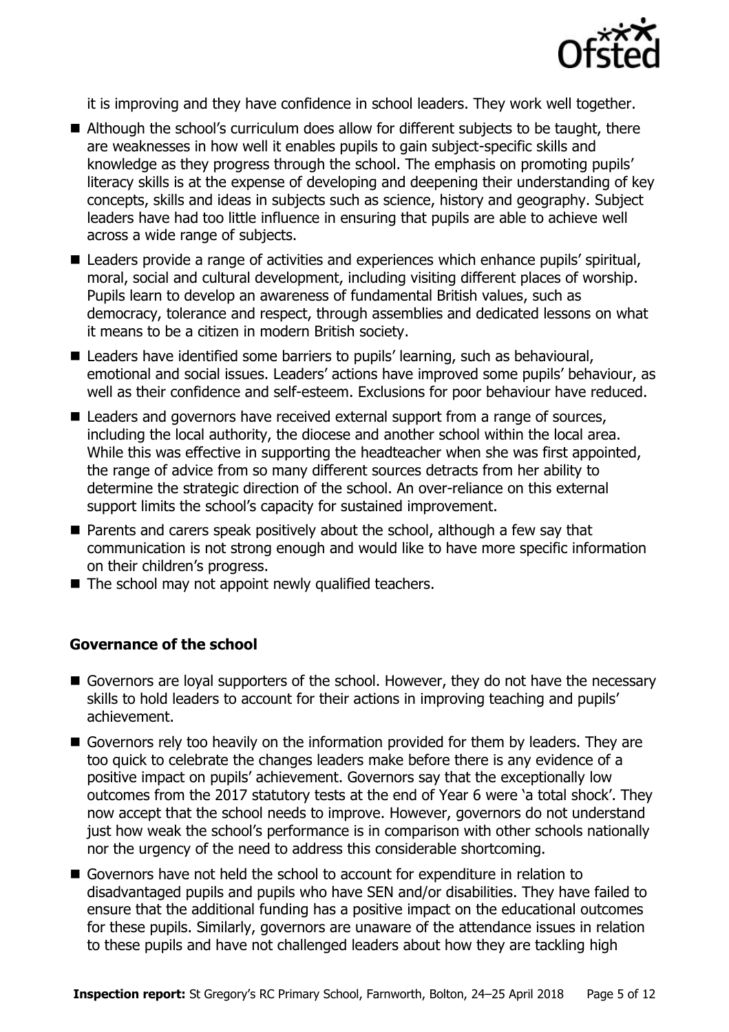it is improving and they have confidence in school leaders. They work well together.

- Although the school's curriculum does allow for different subjects to be taught, there are weaknesses in how well it enables pupils to gain subject-specific skills and knowledge as they progress through the school. The emphasis on promoting pupils' literacy skills is at the expense of developing and deepening their understanding of key concepts, skills and ideas in subjects such as science, history and geography. Subject leaders have had too little influence in ensuring that pupils are able to achieve well across a wide range of subjects.
- Leaders provide a range of activities and experiences which enhance pupils' spiritual, moral, social and cultural development, including visiting different places of worship. Pupils learn to develop an awareness of fundamental British values, such as democracy, tolerance and respect, through assemblies and dedicated lessons on what it means to be a citizen in modern British society.
- Leaders have identified some barriers to pupils' learning, such as behavioural, emotional and social issues. Leaders' actions have improved some pupils' behaviour, as well as their confidence and self-esteem. Exclusions for poor behaviour have reduced.
- Leaders and governors have received external support from a range of sources, including the local authority, the diocese and another school within the local area. While this was effective in supporting the headteacher when she was first appointed, the range of advice from so many different sources detracts from her ability to determine the strategic direction of the school. An over-reliance on this external support limits the school's capacity for sustained improvement.
- Parents and carers speak positively about the school, although a few say that communication is not strong enough and would like to have more specific information on their children's progress.
- The school may not appoint newly qualified teachers.

### Governance of the school

- Governors are loyal supporters of the school. However, they do not have the necessary skills to hold leaders to account for their actions in improving teaching and pupils' achievement.
- Governors rely too heavily on the information provided for them by leaders. They are too quick to celebrate the changes leaders make before there is any evidence of a positive impact on pupils' achievement. Governors say that the exceptionally low outcomes from the 2017 statutory tests at the end of Year 6 were 'a total shock'. They now accept that the school needs to improve. However, governors do not understand just how weak the school's performance is in comparison with other schools nationally nor the urgency of the need to address this considerable shortcoming.
- Governors have not held the school to account for expenditure in relation to disadvantaged pupils and pupils who have SEN and/or disabilities. They have failed to ensure that the additional funding has a positive impact on the educational outcomes for these pupils. Similarly, governors are unaware of the attendance issues in relation to these pupils and have not challenged leaders about how they are tackling high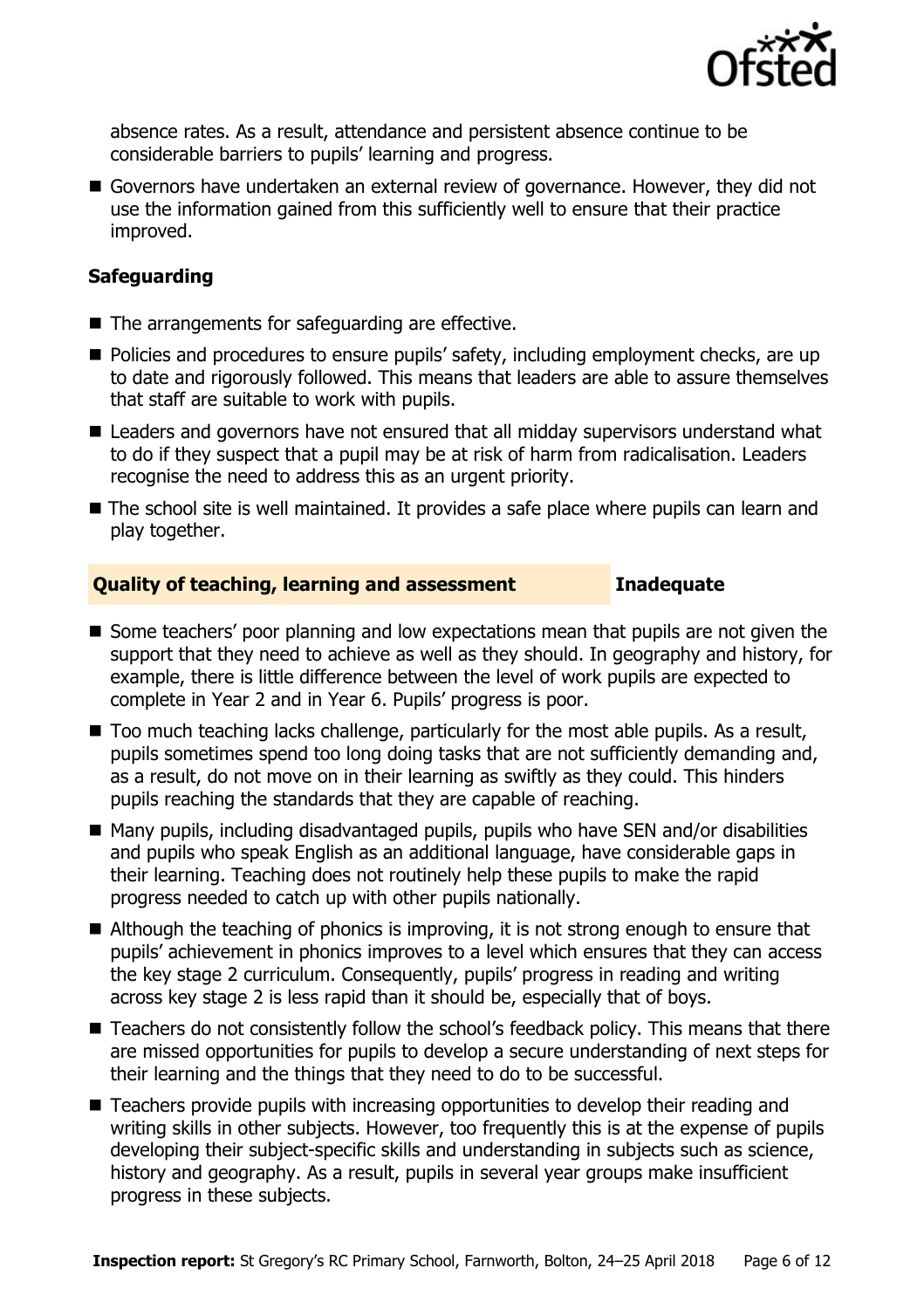absence rates. As a result, attendance and persistent absence continue to be considerable barriers to pupils' learning and progress.

- Governors have undertaken an external review of governance. However, they did not use the information gained from this sufficiently well to ensure that their practice improved.

### Safeguarding

- The arrangements for safeguarding are effective.
- Policies and procedures to ensure pupils' safety, including employment checks, are up to date and rigorously followed. This means that leaders are able to assure themselves that staff are suitable to work with pupils.
- Leaders and governors have not ensured that all midday supervisors understand what to do if they suspect that a pupil may be at risk of harm from radicalisation. Leaders recognise the need to address this as an urgent priority.
- The school site is well maintained. It provides a safe place where pupils can learn and play together.

## Quality of teaching, learning and assessment — Inadequate

- Some teachers' poor planning and low expectations mean that pupils are not given the support that they need to achieve as well as they should. In geography and history, for example, there is little difference between the level of work pupils are expected to complete in Year 2 and in Year 6. Pupils' progress is poor.
- Too much teaching lacks challenge, particularly for the most able pupils. As a result, pupils sometimes spend too long doing tasks that are not sufficiently demanding and, as a result, do not move on in their learning as swiftly as they could. This hinders pupils reaching the standards that they are capable of reaching.
- Many pupils, including disadvantaged pupils, pupils who have SEN and/or disabilities and pupils who speak English as an additional language, have considerable gaps in their learning. Teaching does not routinely help these pupils to make the rapid progress needed to catch up with other pupils nationally.
- Although the teaching of phonics is improving, it is not strong enough to ensure that pupils' achievement in phonics improves to a level which ensures that they can access the key stage 2 curriculum. Consequently, pupils' progress in reading and writing across key stage 2 is less rapid than it should be, especially that of boys.
- Teachers do not consistently follow the school's feedback policy. This means that there are missed opportunities for pupils to develop a secure understanding of next steps for their learning and the things that they need to do to be successful.
- Teachers provide pupils with increasing opportunities to develop their reading and writing skills in other subjects. However, too frequently this is at the expense of pupils developing their subject-specific skills and understanding in subjects such as science, history and geography. As a result, pupils in several year groups make insufficient progress in these subjects.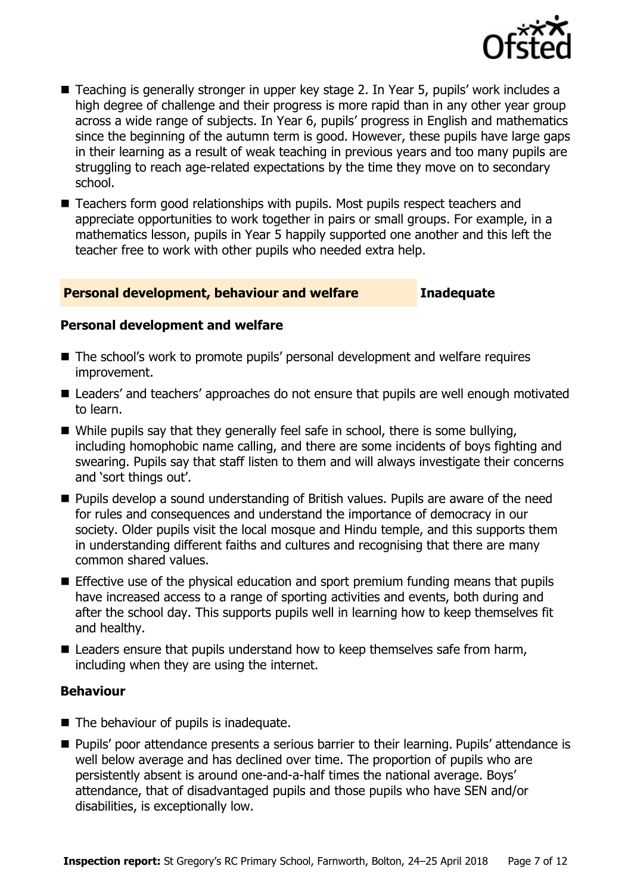- Teaching is generally stronger in upper key stage 2. In Year 5, pupils' work includes a high degree of challenge and their progress is more rapid than in any other year group across a wide range of subjects. In Year 6, pupils' progress in English and mathematics since the beginning of the autumn term is good. However, these pupils have large gaps in their learning as a result of weak teaching in previous years and too many pupils are struggling to reach age-related expectations by the time they move on to secondary school.
- Teachers form good relationships with pupils. Most pupils respect teachers and appreciate opportunities to work together in pairs or small groups. For example, in a mathematics lesson, pupils in Year 5 happily supported one another and this left the teacher free to work with other pupils who needed extra help.

## Personal development, behaviour and welfare — Inadequate

### Personal development and welfare

- The school's work to promote pupils' personal development and welfare requires improvement.
- Leaders' and teachers' approaches do not ensure that pupils are well enough motivated to learn.
- While pupils say that they generally feel safe in school, there is some bullying, including homophobic name calling, and there are some incidents of boys fighting and swearing. Pupils say that staff listen to them and will always investigate their concerns and 'sort things out'.
- Pupils develop a sound understanding of British values. Pupils are aware of the need for rules and consequences and understand the importance of democracy in our society. Older pupils visit the local mosque and Hindu temple, and this supports them in understanding different faiths and cultures and recognising that there are many common shared values.
- Effective use of the physical education and sport premium funding means that pupils have increased access to a range of sporting activities and events, both during and after the school day. This supports pupils well in learning how to keep themselves fit and healthy.
- Leaders ensure that pupils understand how to keep themselves safe from harm, including when they are using the internet.

### Behaviour

- The behaviour of pupils is inadequate.
- Pupils' poor attendance presents a serious barrier to their learning. Pupils' attendance is well below average and has declined over time. The proportion of pupils who are persistently absent is around one-and-a-half times the national average. Boys' attendance, that of disadvantaged pupils and those pupils who have SEN and/or disabilities, is exceptionally low.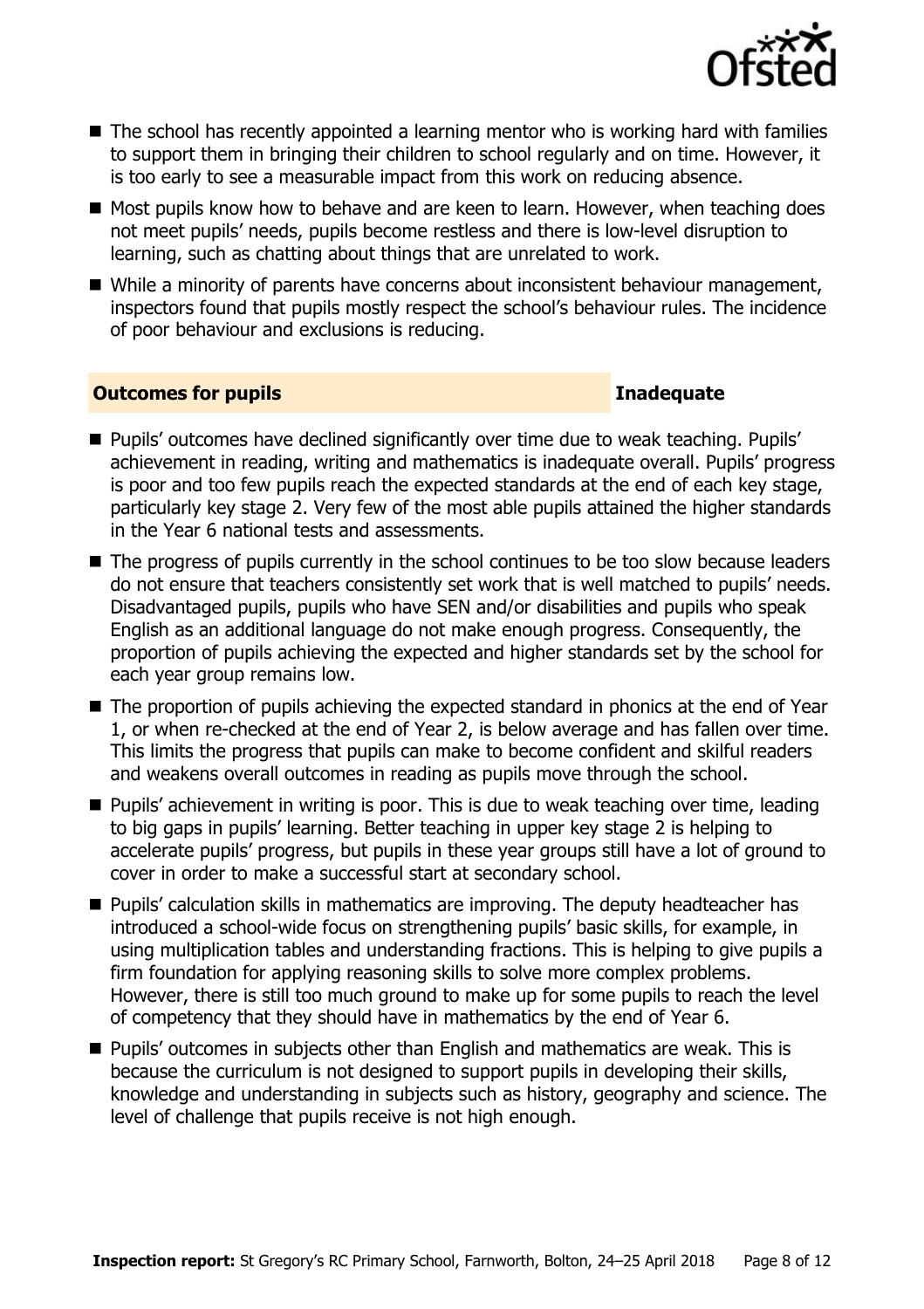- The school has recently appointed a learning mentor who is working hard with families to support them in bringing their children to school regularly and on time. However, it is too early to see a measurable impact from this work on reducing absence.
- Most pupils know how to behave and are keen to learn. However, when teaching does not meet pupils' needs, pupils become restless and there is low-level disruption to learning, such as chatting about things that are unrelated to work.
- While a minority of parents have concerns about inconsistent behaviour management, inspectors found that pupils mostly respect the school's behaviour rules. The incidence of poor behaviour and exclusions is reducing.

## Outcomes for pupils — Inadequate

- Pupils' outcomes have declined significantly over time due to weak teaching. Pupils' achievement in reading, writing and mathematics is inadequate overall. Pupils' progress is poor and too few pupils reach the expected standards at the end of each key stage, particularly key stage 2. Very few of the most able pupils attained the higher standards in the Year 6 national tests and assessments.
- The progress of pupils currently in the school continues to be too slow because leaders do not ensure that teachers consistently set work that is well matched to pupils' needs. Disadvantaged pupils, pupils who have SEN and/or disabilities and pupils who speak English as an additional language do not make enough progress. Consequently, the proportion of pupils achieving the expected and higher standards set by the school for each year group remains low.
- The proportion of pupils achieving the expected standard in phonics at the end of Year 1, or when re-checked at the end of Year 2, is below average and has fallen over time. This limits the progress that pupils can make to become confident and skilful readers and weakens overall outcomes in reading as pupils move through the school.
- Pupils' achievement in writing is poor. This is due to weak teaching over time, leading to big gaps in pupils' learning. Better teaching in upper key stage 2 is helping to accelerate pupils' progress, but pupils in these year groups still have a lot of ground to cover in order to make a successful start at secondary school.
- Pupils' calculation skills in mathematics are improving. The deputy headteacher has introduced a school-wide focus on strengthening pupils' basic skills, for example, in using multiplication tables and understanding fractions. This is helping to give pupils a firm foundation for applying reasoning skills to solve more complex problems. However, there is still too much ground to make up for some pupils to reach the level of competency that they should have in mathematics by the end of Year 6.
- Pupils' outcomes in subjects other than English and mathematics are weak. This is because the curriculum is not designed to support pupils in developing their skills, knowledge and understanding in subjects such as history, geography and science. The level of challenge that pupils receive is not high enough.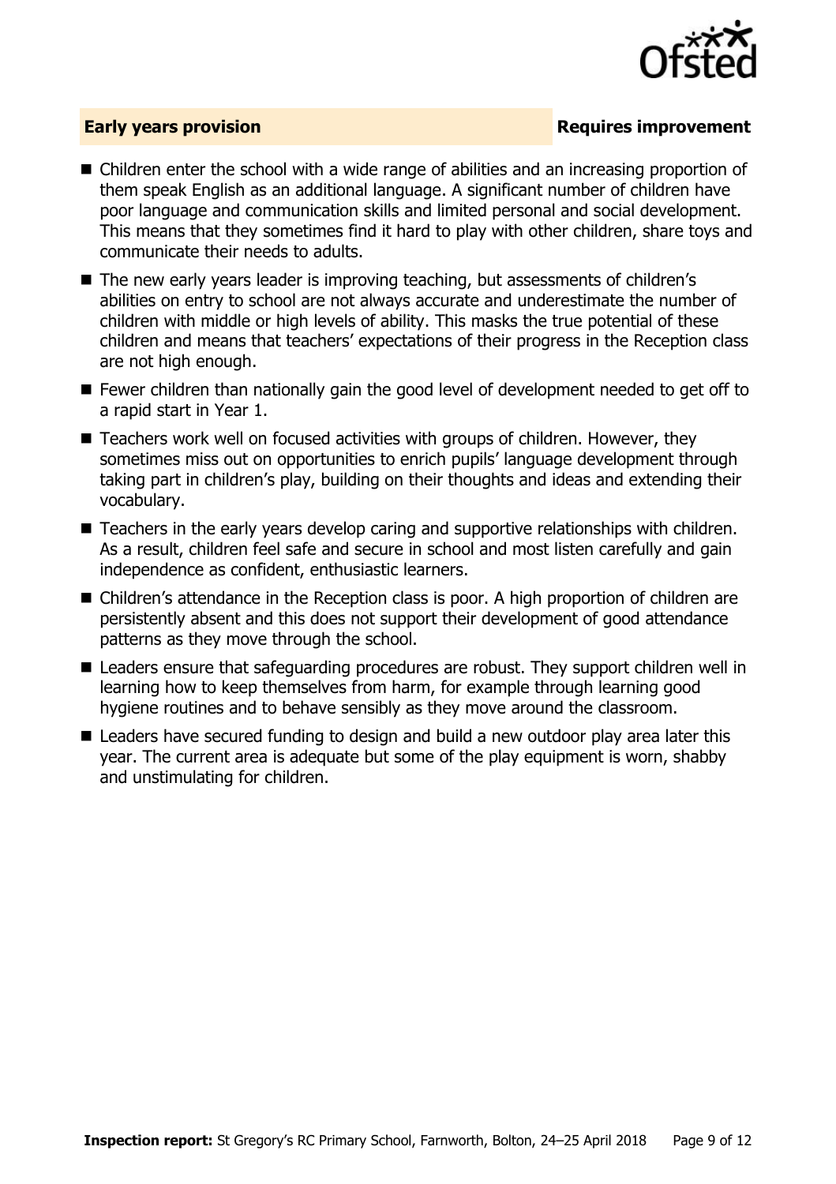## Early years provision — Requires improvement

- Children enter the school with a wide range of abilities and an increasing proportion of them speak English as an additional language. A significant number of children have poor language and communication skills and limited personal and social development. This means that they sometimes find it hard to play with other children, share toys and communicate their needs to adults.
- The new early years leader is improving teaching, but assessments of children's abilities on entry to school are not always accurate and underestimate the number of children with middle or high levels of ability. This masks the true potential of these children and means that teachers' expectations of their progress in the Reception class are not high enough.
- Fewer children than nationally gain the good level of development needed to get off to a rapid start in Year 1.
- Teachers work well on focused activities with groups of children. However, they sometimes miss out on opportunities to enrich pupils' language development through taking part in children's play, building on their thoughts and ideas and extending their vocabulary.
- Teachers in the early years develop caring and supportive relationships with children. As a result, children feel safe and secure in school and most listen carefully and gain independence as confident, enthusiastic learners.
- Children's attendance in the Reception class is poor. A high proportion of children are persistently absent and this does not support their development of good attendance patterns as they move through the school.
- Leaders ensure that safeguarding procedures are robust. They support children well in learning how to keep themselves from harm, for example through learning good hygiene routines and to behave sensibly as they move around the classroom.
- Leaders have secured funding to design and build a new outdoor play area later this year. The current area is adequate but some of the play equipment is worn, shabby and unstimulating for children.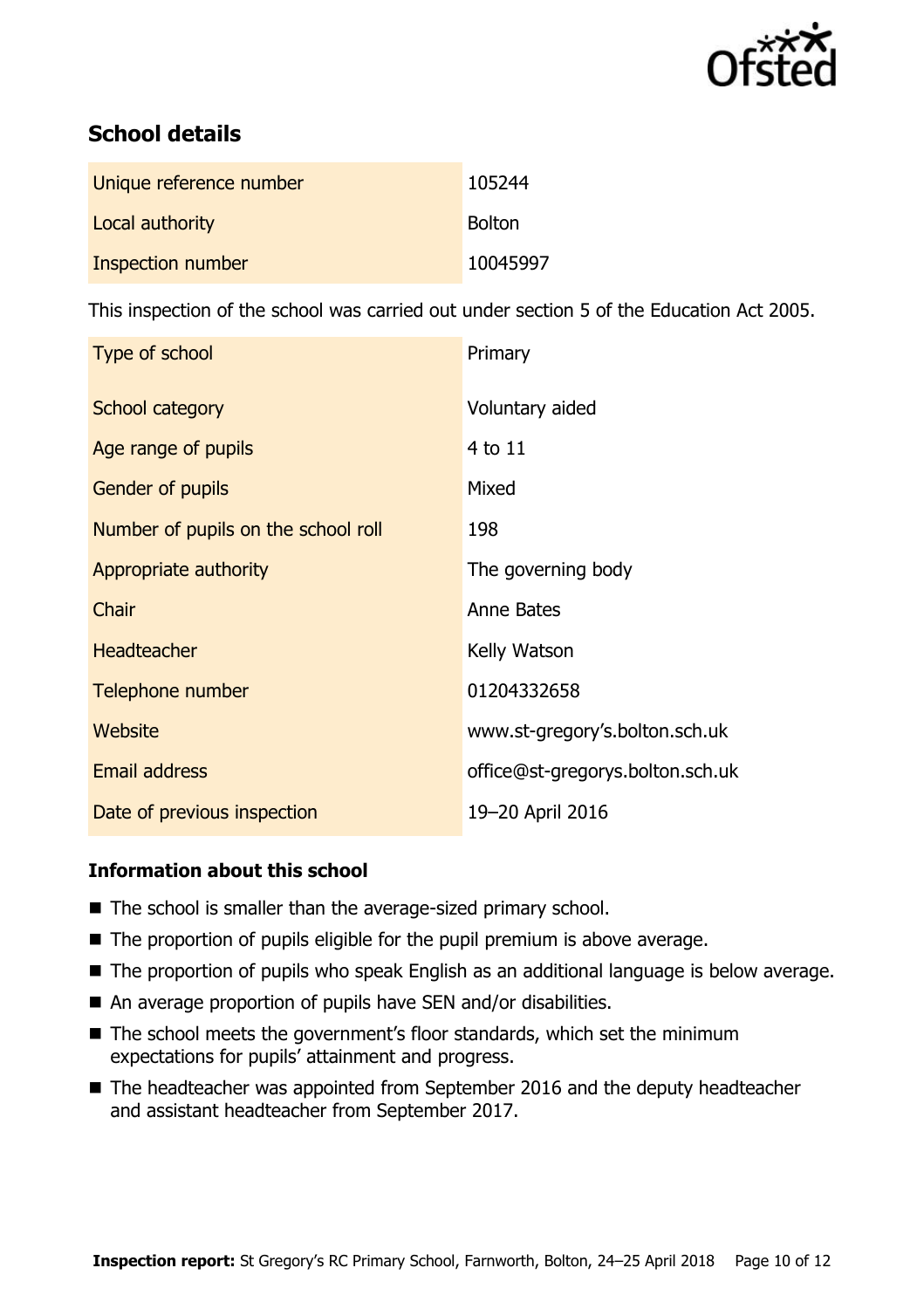## School details

| | |
|---|---|
| Unique reference number | 105244 |
| Local authority | Bolton |
| Inspection number | 10045997 |

This inspection of the school was carried out under section 5 of the Education Act 2005.

| | |
|---|---|
| Type of school | Primary |
| School category | Voluntary aided |
| Age range of pupils | 4 to 11 |
| Gender of pupils | Mixed |
| Number of pupils on the school roll | 198 |
| Appropriate authority | The governing body |
| Chair | Anne Bates |
| Headteacher | Kelly Watson |
| Telephone number | 01204332658 |
| Website | www.st-gregory's.bolton.sch.uk |
| Email address | office@st-gregorys.bolton.sch.uk |
| Date of previous inspection | 19–20 April 2016 |

### Information about this school

- The school is smaller than the average-sized primary school.
- The proportion of pupils eligible for the pupil premium is above average.
- The proportion of pupils who speak English as an additional language is below average.
- An average proportion of pupils have SEN and/or disabilities.
- The school meets the government's floor standards, which set the minimum expectations for pupils' attainment and progress.
- The headteacher was appointed from September 2016 and the deputy headteacher and assistant headteacher from September 2017.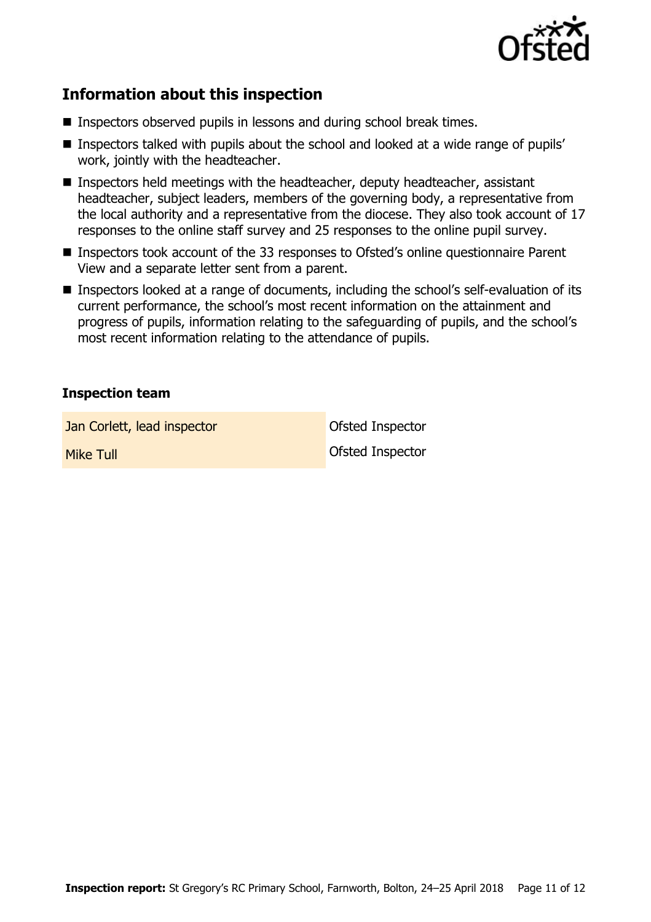## Information about this inspection

- Inspectors observed pupils in lessons and during school break times.
- Inspectors talked with pupils about the school and looked at a wide range of pupils' work, jointly with the headteacher.
- Inspectors held meetings with the headteacher, deputy headteacher, assistant headteacher, subject leaders, members of the governing body, a representative from the local authority and a representative from the diocese. They also took account of 17 responses to the online staff survey and 25 responses to the online pupil survey.
- Inspectors took account of the 33 responses to Ofsted's online questionnaire Parent View and a separate letter sent from a parent.
- Inspectors looked at a range of documents, including the school's self-evaluation of its current performance, the school's most recent information on the attainment and progress of pupils, information relating to the safeguarding of pupils, and the school's most recent information relating to the attendance of pupils.

### Inspection team

| | |
|---|---|
| Jan Corlett, lead inspector | Ofsted Inspector |
| Mike Tull | Ofsted Inspector |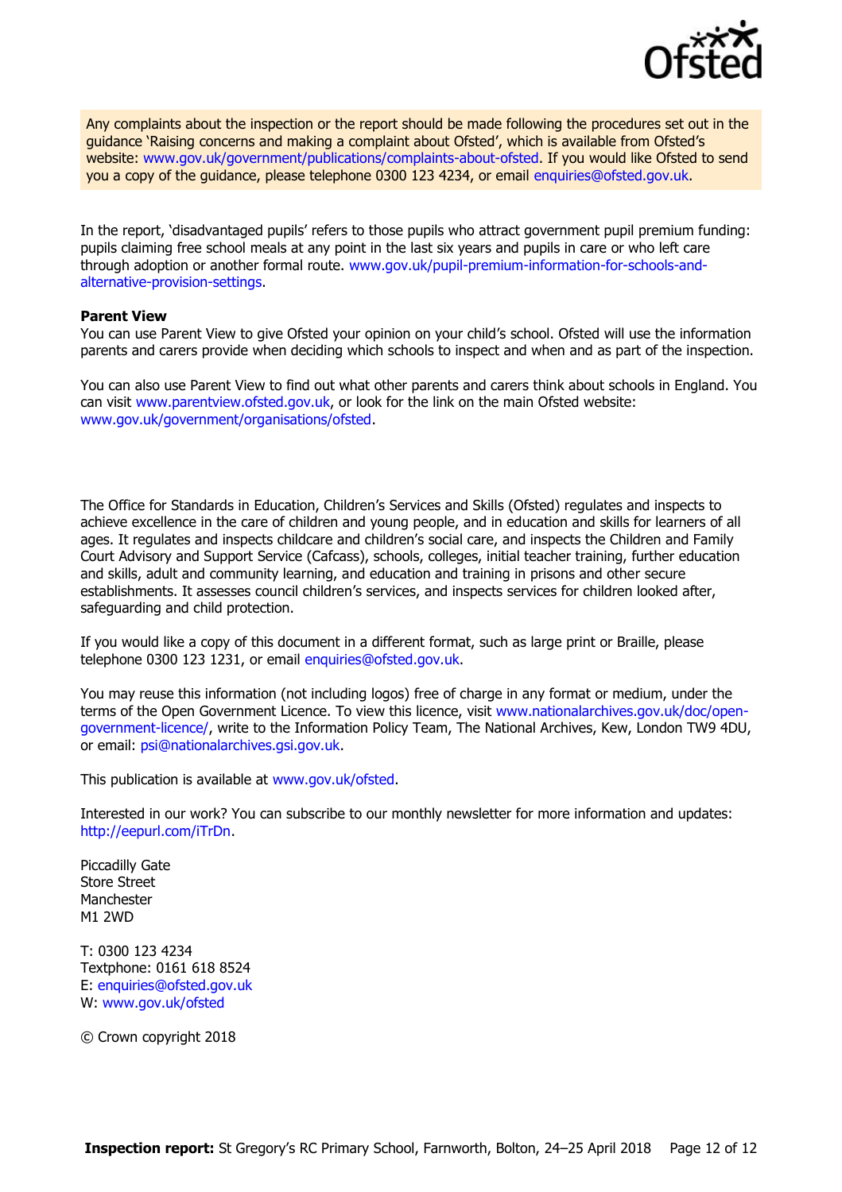Any complaints about the inspection or the report should be made following the procedures set out in the guidance 'Raising concerns and making a complaint about Ofsted', which is available from Ofsted's website: www.gov.uk/government/publications/complaints-about-ofsted. If you would like Ofsted to send you a copy of the guidance, please telephone 0300 123 4234, or email enquiries@ofsted.gov.uk.

In the report, 'disadvantaged pupils' refers to those pupils who attract government pupil premium funding: pupils claiming free school meals at any point in the last six years and pupils in care or who left care through adoption or another formal route. www.gov.uk/pupil-premium-information-for-schools-and-alternative-provision-settings.

**Parent View**
You can use Parent View to give Ofsted your opinion on your child's school. Ofsted will use the information parents and carers provide when deciding which schools to inspect and when and as part of the inspection.

You can also use Parent View to find out what other parents and carers think about schools in England. You can visit www.parentview.ofsted.gov.uk, or look for the link on the main Ofsted website: www.gov.uk/government/organisations/ofsted.

The Office for Standards in Education, Children's Services and Skills (Ofsted) regulates and inspects to achieve excellence in the care of children and young people, and in education and skills for learners of all ages. It regulates and inspects childcare and children's social care, and inspects the Children and Family Court Advisory and Support Service (Cafcass), schools, colleges, initial teacher training, further education and skills, adult and community learning, and education and training in prisons and other secure establishments. It assesses council children's services, and inspects services for children looked after, safeguarding and child protection.

If you would like a copy of this document in a different format, such as large print or Braille, please telephone 0300 123 1231, or email enquiries@ofsted.gov.uk.

You may reuse this information (not including logos) free of charge in any format or medium, under the terms of the Open Government Licence. To view this licence, visit www.nationalarchives.gov.uk/doc/open-government-licence/, write to the Information Policy Team, The National Archives, Kew, London TW9 4DU, or email: psi@nationalarchives.gsi.gov.uk.

This publication is available at www.gov.uk/ofsted.

Interested in our work? You can subscribe to our monthly newsletter for more information and updates: http://eepurl.com/iTrDn.

Piccadilly Gate
Store Street
Manchester
M1 2WD

T: 0300 123 4234
Textphone: 0161 618 8524
E: enquiries@ofsted.gov.uk
W: www.gov.uk/ofsted

© Crown copyright 2018